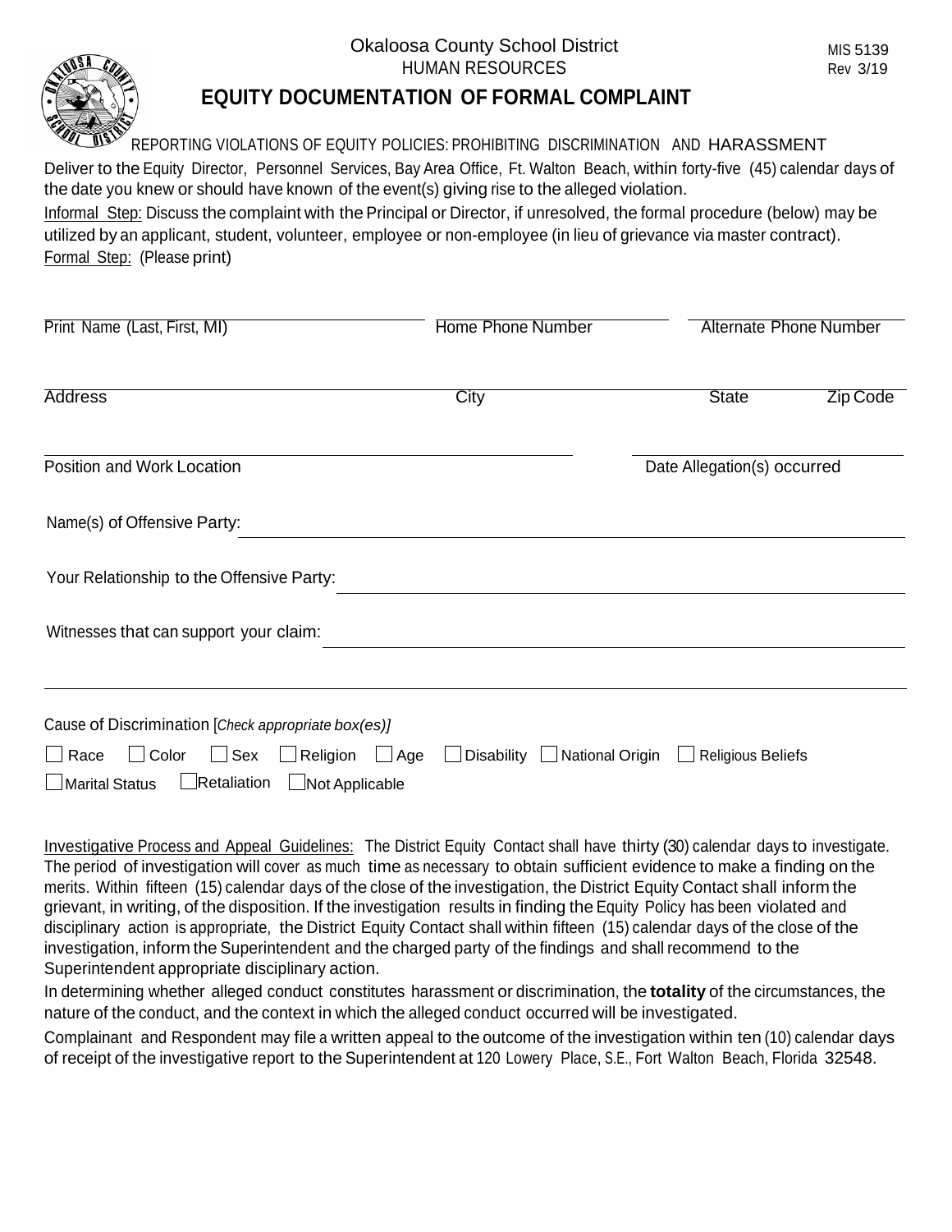Okaloosa County School District
HUMAN RESOURCES

MIS 5139
Rev 3/19

# EQUITY DOCUMENTATION OF FORMAL COMPLAINT

REPORTING VIOLATIONS OF EQUITY POLICIES: PROHIBITING DISCRIMINATION AND HARASSMENT

Deliver to the Equity Director, Personnel Services, Bay Area Office, Ft. Walton Beach, within forty-five (45) calendar days of the date you knew or should have known of the event(s) giving rise to the alleged violation.

Informal Step: Discuss the complaint with the Principal or Director, if unresolved, the formal procedure (below) may be utilized by an applicant, student, volunteer, employee or non-employee (in lieu of grievance via master contract).

Formal Step: (Please print)

Print Name (Last, First, MI) ____________________ Home Phone Number ____________________ Alternate Phone Number ____________________

Address ____________________ City ____________________ State ________ Zip Code ________

Position and Work Location ____________________ Date Allegation(s) occurred ____________________

Name(s) of Offensive Party: ________________________________________

Your Relationship to the Offensive Party: ________________________________________

Witnesses that can support your claim: ________________________________________

________________________________________

Cause of Discrimination [*Check appropriate box(es)]*

☐ Race ☐ Color ☐ Sex ☐ Religion ☐ Age ☐ Disability ☐ National Origin ☐ Religious Beliefs

☐ Marital Status ☐ Retaliation ☐ Not Applicable

Investigative Process and Appeal Guidelines: The District Equity Contact shall have thirty (30) calendar days to investigate. The period of investigation will cover as much time as necessary to obtain sufficient evidence to make a finding on the merits. Within fifteen (15) calendar days of the close of the investigation, the District Equity Contact shall inform the grievant, in writing, of the disposition. If the investigation results in finding the Equity Policy has been violated and disciplinary action is appropriate, the District Equity Contact shall within fifteen (15) calendar days of the close of the investigation, inform the Superintendent and the charged party of the findings and shall recommend to the Superintendent appropriate disciplinary action.

In determining whether alleged conduct constitutes harassment or discrimination, the **totality** of the circumstances, the nature of the conduct, and the context in which the alleged conduct occurred will be investigated.

Complainant and Respondent may file a written appeal to the outcome of the investigation within ten (10) calendar days of receipt of the investigative report to the Superintendent at 120 Lowery Place, S.E., Fort Walton Beach, Florida 32548.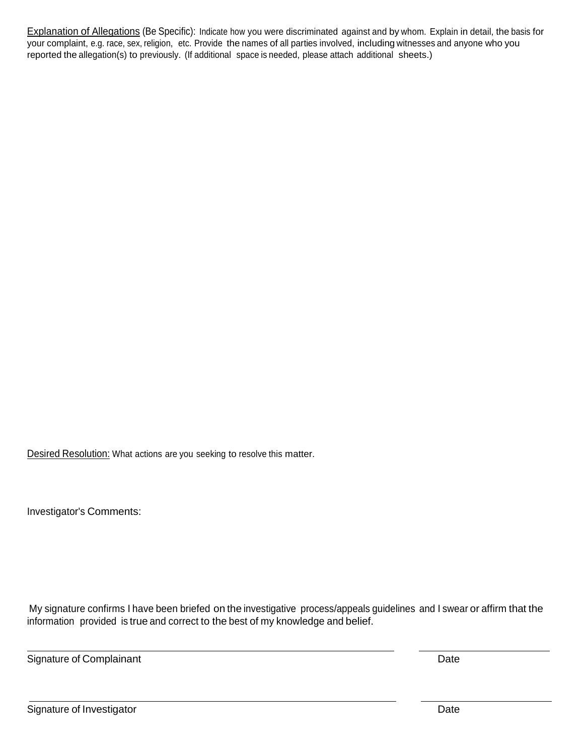<u>Explanation of Allegations</u> (Be Specific): Indicate how you were discriminated against and by whom. Explain in detail, the basis for your complaint, e.g. race, sex, religion, etc. Provide the names of all parties involved, including witnesses and anyone who you reported the allegation(s) to previously. (If additional space is needed, please attach additional sheets.)

<u>Desired Resolution:</u> What actions are you seeking to resolve this matter.

Investigator's Comments:

My signature confirms I have been briefed on the investigative process/appeals guidelines and I swear or affirm that the information provided is true and correct to the best of my knowledge and belief.

Signature of Complainant ______________________ Date ________

Signature of Investigator ______________________ Date ________